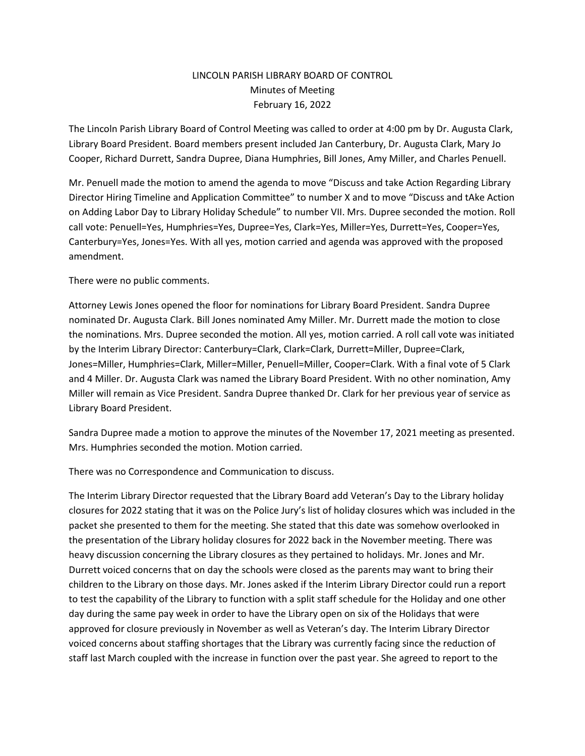LINCOLN PARISH LIBRARY BOARD OF CONTROL
Minutes of Meeting
February 16, 2022

The Lincoln Parish Library Board of Control Meeting was called to order at 4:00 pm by Dr. Augusta Clark, Library Board President. Board members present included Jan Canterbury, Dr. Augusta Clark, Mary Jo Cooper, Richard Durrett, Sandra Dupree, Diana Humphries, Bill Jones, Amy Miller, and Charles Penuell.

Mr. Penuell made the motion to amend the agenda to move "Discuss and take Action Regarding Library Director Hiring Timeline and Application Committee" to number X and to move "Discuss and tAke Action on Adding Labor Day to Library Holiday Schedule" to number VII. Mrs. Dupree seconded the motion. Roll call vote: Penuell=Yes, Humphries=Yes, Dupree=Yes, Clark=Yes, Miller=Yes, Durrett=Yes, Cooper=Yes, Canterbury=Yes, Jones=Yes. With all yes, motion carried and agenda was approved with the proposed amendment.

There were no public comments.

Attorney Lewis Jones opened the floor for nominations for Library Board President. Sandra Dupree nominated Dr. Augusta Clark. Bill Jones nominated Amy Miller. Mr. Durrett made the motion to close the nominations. Mrs. Dupree seconded the motion. All yes, motion carried. A roll call vote was initiated by the Interim Library Director: Canterbury=Clark, Clark=Clark, Durrett=Miller, Dupree=Clark, Jones=Miller, Humphries=Clark, Miller=Miller, Penuell=Miller, Cooper=Clark. With a final vote of 5 Clark and 4 Miller. Dr. Augusta Clark was named the Library Board President. With no other nomination, Amy Miller will remain as Vice President. Sandra Dupree thanked Dr. Clark for her previous year of service as Library Board President.

Sandra Dupree made a motion to approve the minutes of the November 17, 2021 meeting as presented. Mrs. Humphries seconded the motion. Motion carried.

There was no Correspondence and Communication to discuss.

The Interim Library Director requested that the Library Board add Veteran's Day to the Library holiday closures for 2022 stating that it was on the Police Jury's list of holiday closures which was included in the packet she presented to them for the meeting. She stated that this date was somehow overlooked in the presentation of the Library holiday closures for 2022 back in the November meeting. There was heavy discussion concerning the Library closures as they pertained to holidays. Mr. Jones and Mr. Durrett voiced concerns that on day the schools were closed as the parents may want to bring their children to the Library on those days. Mr. Jones asked if the Interim Library Director could run a report to test the capability of the Library to function with a split staff schedule for the Holiday and one other day during the same pay week in order to have the Library open on six of the Holidays that were approved for closure previously in November as well as Veteran's day. The Interim Library Director voiced concerns about staffing shortages that the Library was currently facing since the reduction of staff last March coupled with the increase in function over the past year. She agreed to report to the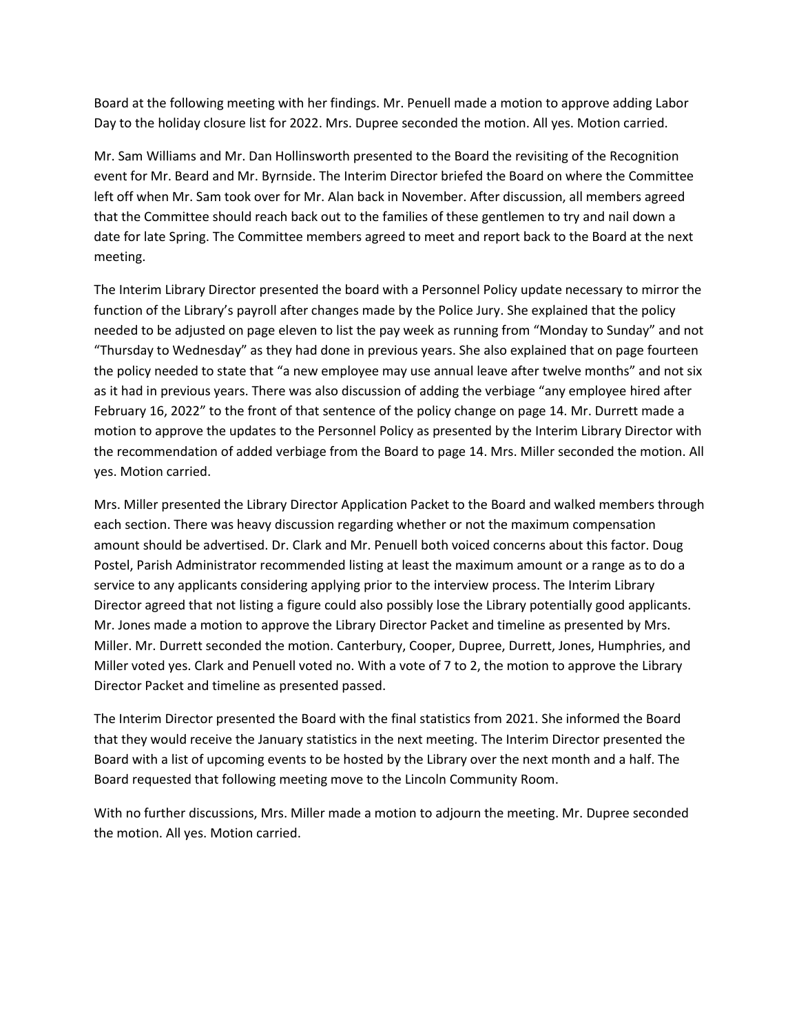Board at the following meeting with her findings. Mr. Penuell made a motion to approve adding Labor Day to the holiday closure list for 2022. Mrs. Dupree seconded the motion. All yes. Motion carried.

Mr. Sam Williams and Mr. Dan Hollinsworth presented to the Board the revisiting of the Recognition event for Mr. Beard and Mr. Byrnside. The Interim Director briefed the Board on where the Committee left off when Mr. Sam took over for Mr. Alan back in November. After discussion, all members agreed that the Committee should reach back out to the families of these gentlemen to try and nail down a date for late Spring. The Committee members agreed to meet and report back to the Board at the next meeting.

The Interim Library Director presented the board with a Personnel Policy update necessary to mirror the function of the Library's payroll after changes made by the Police Jury. She explained that the policy needed to be adjusted on page eleven to list the pay week as running from "Monday to Sunday" and not "Thursday to Wednesday" as they had done in previous years. She also explained that on page fourteen the policy needed to state that "a new employee may use annual leave after twelve months" and not six as it had in previous years. There was also discussion of adding the verbiage "any employee hired after February 16, 2022" to the front of that sentence of the policy change on page 14. Mr. Durrett made a motion to approve the updates to the Personnel Policy as presented by the Interim Library Director with the recommendation of added verbiage from the Board to page 14. Mrs. Miller seconded the motion. All yes. Motion carried.

Mrs. Miller presented the Library Director Application Packet to the Board and walked members through each section. There was heavy discussion regarding whether or not the maximum compensation amount should be advertised. Dr. Clark and Mr. Penuell both voiced concerns about this factor. Doug Postel, Parish Administrator recommended listing at least the maximum amount or a range as to do a service to any applicants considering applying prior to the interview process. The Interim Library Director agreed that not listing a figure could also possibly lose the Library potentially good applicants. Mr. Jones made a motion to approve the Library Director Packet and timeline as presented by Mrs. Miller. Mr. Durrett seconded the motion. Canterbury, Cooper, Dupree, Durrett, Jones, Humphries, and Miller voted yes. Clark and Penuell voted no. With a vote of 7 to 2, the motion to approve the Library Director Packet and timeline as presented passed.

The Interim Director presented the Board with the final statistics from 2021. She informed the Board that they would receive the January statistics in the next meeting. The Interim Director presented the Board with a list of upcoming events to be hosted by the Library over the next month and a half. The Board requested that following meeting move to the Lincoln Community Room.

With no further discussions, Mrs. Miller made a motion to adjourn the meeting. Mr. Dupree seconded the motion. All yes. Motion carried.